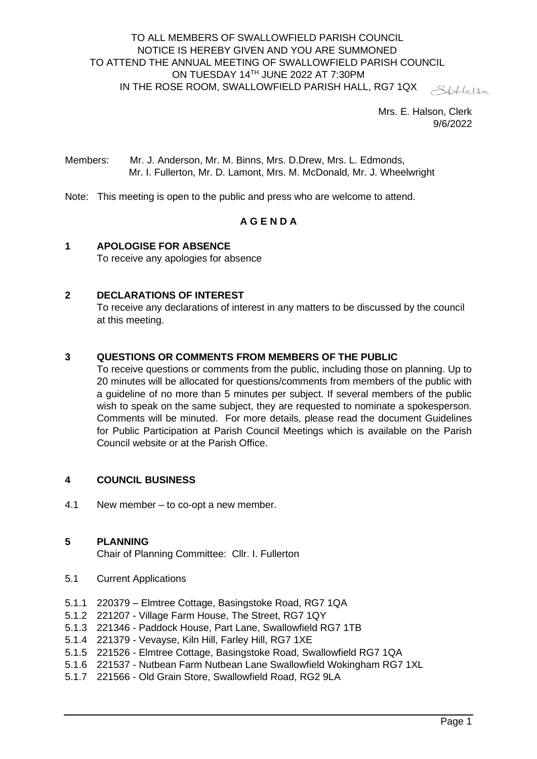TO ALL MEMBERS OF SWALLOWFIELD PARISH COUNCIL
NOTICE IS HEREBY GIVEN AND YOU ARE SUMMONED
TO ATTEND THE ANNUAL MEETING OF SWALLOWFIELD PARISH COUNCIL
ON TUESDAY 14TH JUNE 2022 AT 7:30PM
IN THE ROSE ROOM, SWALLOWFIELD PARISH HALL, RG7 1QX

EHalsa

Mrs. E. Halson, Clerk
9/6/2022

Members: Mr. J. Anderson, Mr. M. Binns, Mrs. D.Drew, Mrs. L. Edmonds, Mr. I. Fullerton, Mr. D. Lamont, Mrs. M. McDonald, Mr. J. Wheelwright

Note: This meeting is open to the public and press who are welcome to attend.

**A G E N D A**

## 1 APOLOGISE FOR ABSENCE

To receive any apologies for absence

## 2 DECLARATIONS OF INTEREST

To receive any declarations of interest in any matters to be discussed by the council at this meeting.

## 3 QUESTIONS OR COMMENTS FROM MEMBERS OF THE PUBLIC

To receive questions or comments from the public, including those on planning. Up to 20 minutes will be allocated for questions/comments from members of the public with a guideline of no more than 5 minutes per subject. If several members of the public wish to speak on the same subject, they are requested to nominate a spokesperson. Comments will be minuted. For more details, please read the document Guidelines for Public Participation at Parish Council Meetings which is available on the Parish Council website or at the Parish Office.

## 4 COUNCIL BUSINESS

4.1 New member – to co-opt a new member.

## 5 PLANNING

Chair of Planning Committee: Cllr. I. Fullerton

5.1 Current Applications

5.1.1 220379 – Elmtree Cottage, Basingstoke Road, RG7 1QA
5.1.2 221207 - Village Farm House, The Street, RG7 1QY
5.1.3 221346 - Paddock House, Part Lane, Swallowfield RG7 1TB
5.1.4 221379 - Vevayse, Kiln Hill, Farley Hill, RG7 1XE
5.1.5 221526 - Elmtree Cottage, Basingstoke Road, Swallowfield RG7 1QA
5.1.6 221537 - Nutbean Farm Nutbean Lane Swallowfield Wokingham RG7 1XL
5.1.7 221566 - Old Grain Store, Swallowfield Road, RG2 9LA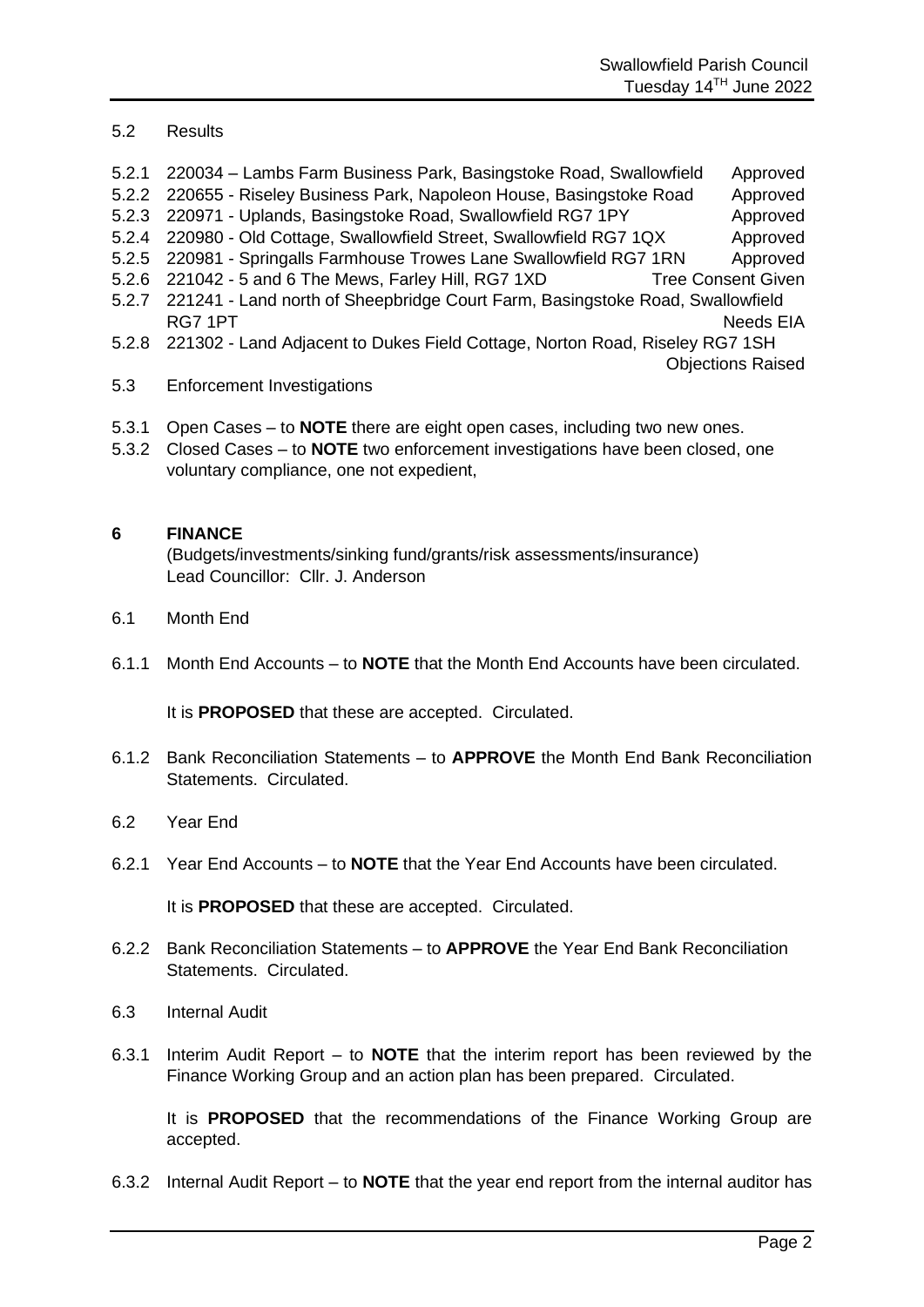5.2 Results

5.2.1 220034 – Lambs Farm Business Park, Basingstoke Road, Swallowfield — Approved
5.2.2 220655 - Riseley Business Park, Napoleon House, Basingstoke Road — Approved
5.2.3 220971 - Uplands, Basingstoke Road, Swallowfield RG7 1PY — Approved
5.2.4 220980 - Old Cottage, Swallowfield Street, Swallowfield RG7 1QX — Approved
5.2.5 220981 - Springalls Farmhouse Trowes Lane Swallowfield RG7 1RN — Approved
5.2.6 221042 - 5 and 6 The Mews, Farley Hill, RG7 1XD — Tree Consent Given
5.2.7 221241 - Land north of Sheepbridge Court Farm, Basingstoke Road, Swallowfield RG7 1PT — Needs EIA
5.2.8 221302 - Land Adjacent to Dukes Field Cottage, Norton Road, Riseley RG7 1SH — Objections Raised

5.3 Enforcement Investigations

5.3.1 Open Cases – to **NOTE** there are eight open cases, including two new ones.
5.3.2 Closed Cases – to **NOTE** two enforcement investigations have been closed, one voluntary compliance, one not expedient,

## 6 FINANCE

(Budgets/investments/sinking fund/grants/risk assessments/insurance)
Lead Councillor: Cllr. J. Anderson

6.1 Month End

6.1.1 Month End Accounts – to **NOTE** that the Month End Accounts have been circulated.

It is **PROPOSED** that these are accepted. Circulated.

6.1.2 Bank Reconciliation Statements – to **APPROVE** the Month End Bank Reconciliation Statements. Circulated.

6.2 Year End

6.2.1 Year End Accounts – to **NOTE** that the Year End Accounts have been circulated.

It is **PROPOSED** that these are accepted. Circulated.

6.2.2 Bank Reconciliation Statements – to **APPROVE** the Year End Bank Reconciliation Statements. Circulated.

6.3 Internal Audit

6.3.1 Interim Audit Report – to **NOTE** that the interim report has been reviewed by the Finance Working Group and an action plan has been prepared. Circulated.

It is **PROPOSED** that the recommendations of the Finance Working Group are accepted.

6.3.2 Internal Audit Report – to **NOTE** that the year end report from the internal auditor has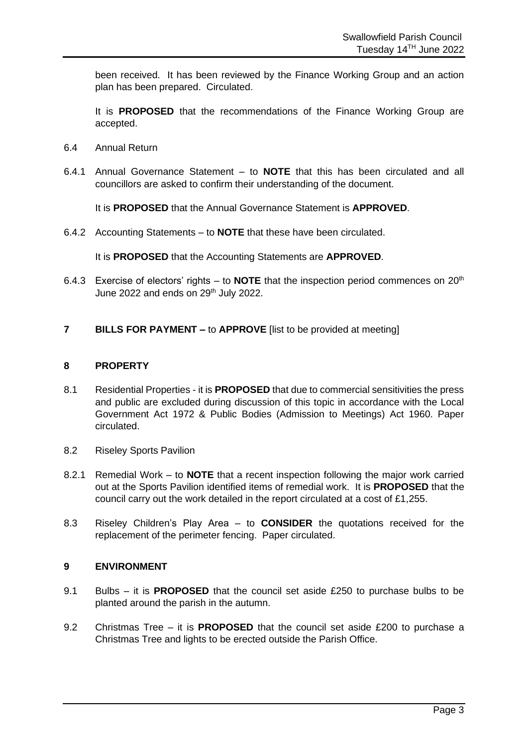been received. It has been reviewed by the Finance Working Group and an action plan has been prepared. Circulated.

It is **PROPOSED** that the recommendations of the Finance Working Group are accepted.

6.4 Annual Return

6.4.1 Annual Governance Statement – to **NOTE** that this has been circulated and all councillors are asked to confirm their understanding of the document.

It is **PROPOSED** that the Annual Governance Statement is **APPROVED**.

6.4.2 Accounting Statements – to **NOTE** that these have been circulated.

It is **PROPOSED** that the Accounting Statements are **APPROVED**.

6.4.3 Exercise of electors' rights – to **NOTE** that the inspection period commences on 20th June 2022 and ends on 29th July 2022.

## 7 BILLS FOR PAYMENT – to APPROVE [list to be provided at meeting]

## 8 PROPERTY

8.1 Residential Properties - it is **PROPOSED** that due to commercial sensitivities the press and public are excluded during discussion of this topic in accordance with the Local Government Act 1972 & Public Bodies (Admission to Meetings) Act 1960. Paper circulated.

8.2 Riseley Sports Pavilion

8.2.1 Remedial Work – to **NOTE** that a recent inspection following the major work carried out at the Sports Pavilion identified items of remedial work. It is **PROPOSED** that the council carry out the work detailed in the report circulated at a cost of £1,255.

8.3 Riseley Children's Play Area – to **CONSIDER** the quotations received for the replacement of the perimeter fencing. Paper circulated.

## 9 ENVIRONMENT

9.1 Bulbs – it is **PROPOSED** that the council set aside £250 to purchase bulbs to be planted around the parish in the autumn.

9.2 Christmas Tree – it is **PROPOSED** that the council set aside £200 to purchase a Christmas Tree and lights to be erected outside the Parish Office.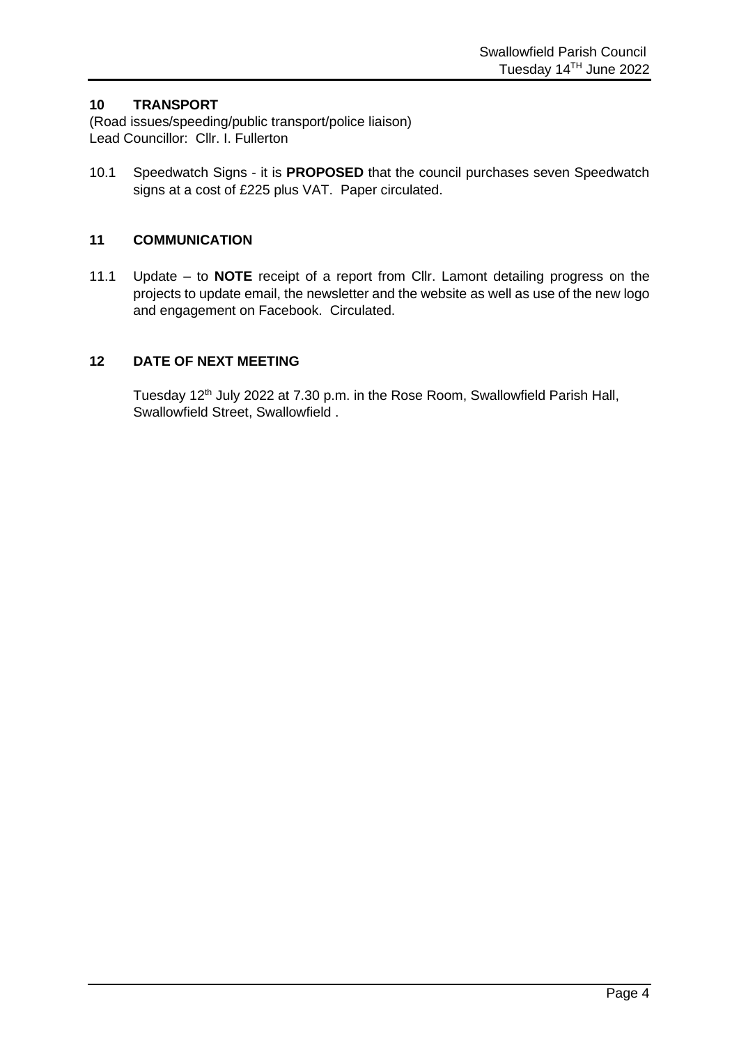## 10 TRANSPORT

(Road issues/speeding/public transport/police liaison)
Lead Councillor: Cllr. I. Fullerton

10.1 Speedwatch Signs - it is **PROPOSED** that the council purchases seven Speedwatch signs at a cost of £225 plus VAT. Paper circulated.

## 11 COMMUNICATION

11.1 Update – to **NOTE** receipt of a report from Cllr. Lamont detailing progress on the projects to update email, the newsletter and the website as well as use of the new logo and engagement on Facebook. Circulated.

## 12 DATE OF NEXT MEETING

Tuesday 12th July 2022 at 7.30 p.m. in the Rose Room, Swallowfield Parish Hall, Swallowfield Street, Swallowfield .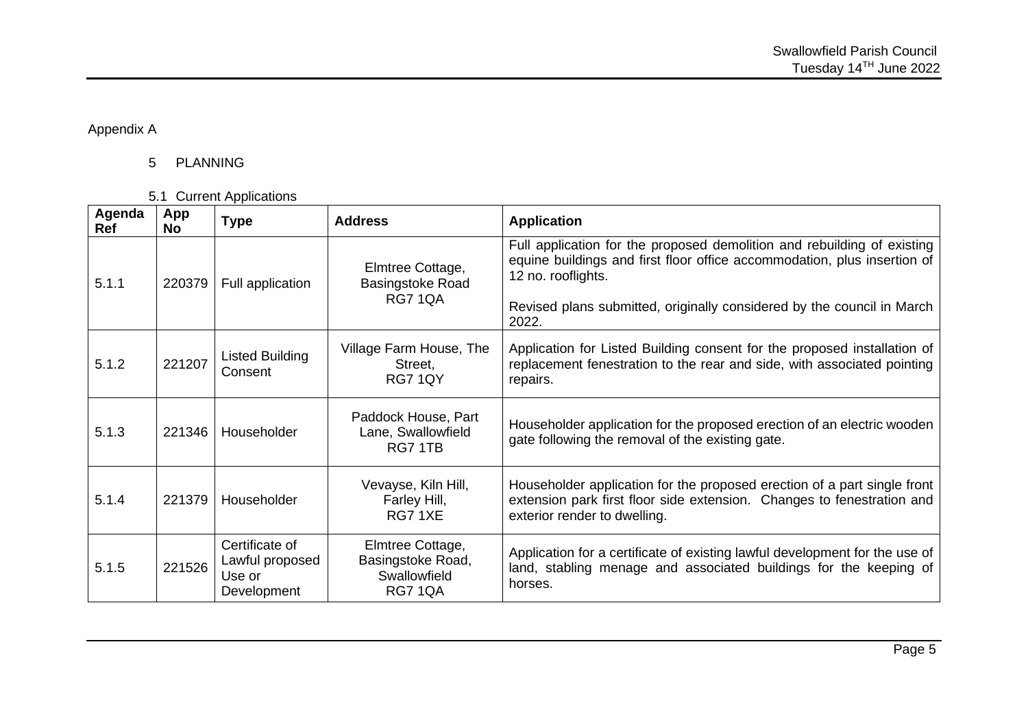Appendix A

## 5 PLANNING

### 5.1 Current Applications

| Agenda Ref | App No | Type | Address | Application |
|---|---|---|---|---|
| 5.1.1 | 220379 | Full application | Elmtree Cottage, Basingstoke Road RG7 1QA | Full application for the proposed demolition and rebuilding of existing equine buildings and first floor office accommodation, plus insertion of 12 no. rooflights.<br><br>Revised plans submitted, originally considered by the council in March 2022. |
| 5.1.2 | 221207 | Listed Building Consent | Village Farm House, The Street, RG7 1QY | Application for Listed Building consent for the proposed installation of replacement fenestration to the rear and side, with associated pointing repairs. |
| 5.1.3 | 221346 | Householder | Paddock House, Part Lane, Swallowfield RG7 1TB | Householder application for the proposed erection of an electric wooden gate following the removal of the existing gate. |
| 5.1.4 | 221379 | Householder | Vevayse, Kiln Hill, Farley Hill, RG7 1XE | Householder application for the proposed erection of a part single front extension park first floor side extension. Changes to fenestration and exterior render to dwelling. |
| 5.1.5 | 221526 | Certificate of Lawful proposed Use or Development | Elmtree Cottage, Basingstoke Road, Swallowfield RG7 1QA | Application for a certificate of existing lawful development for the use of land, stabling menage and associated buildings for the keeping of horses. |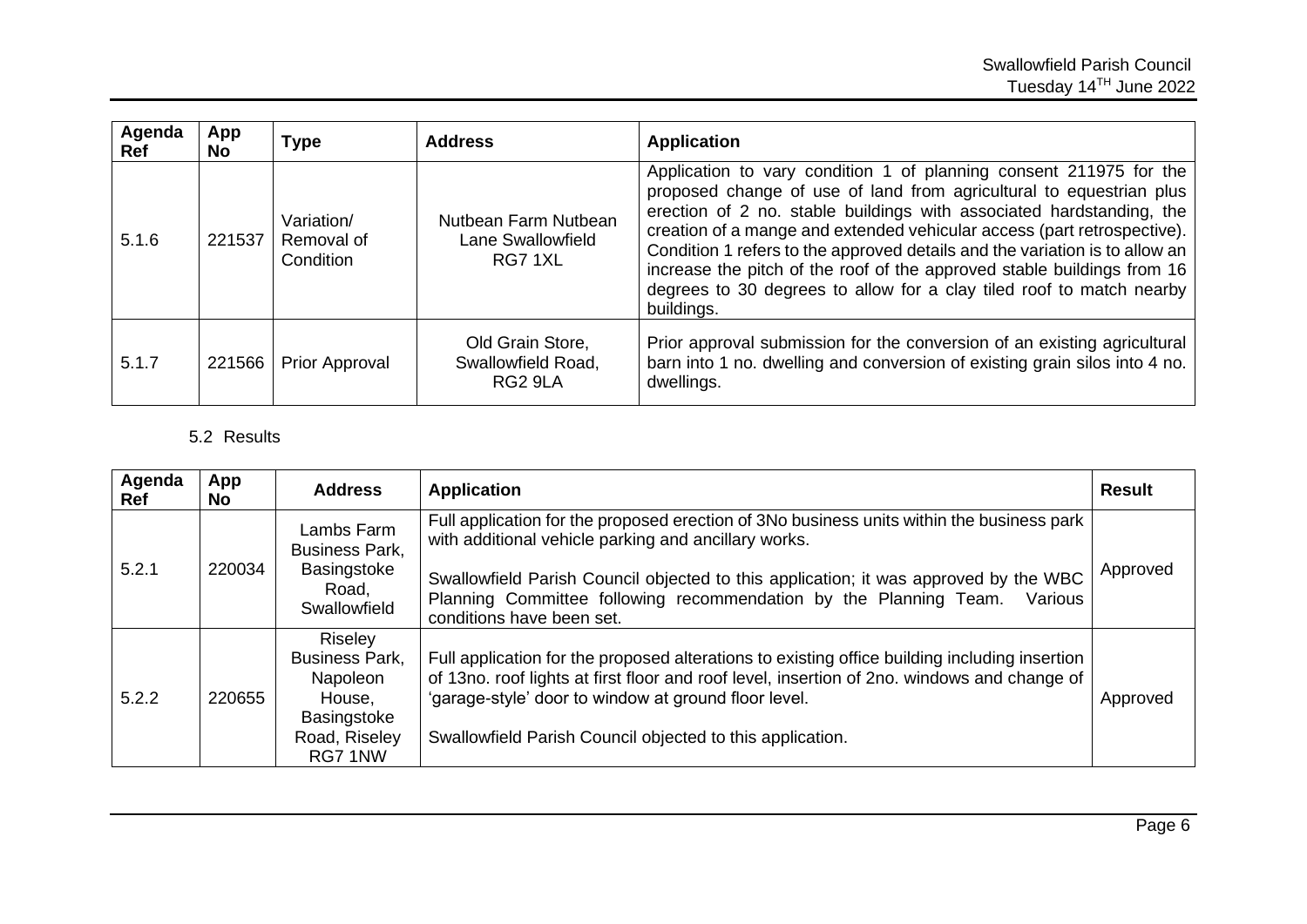| Agenda Ref | App No | Type | Address | Application |
|---|---|---|---|---|
| 5.1.6 | 221537 | Variation/ Removal of Condition | Nutbean Farm Nutbean Lane Swallowfield RG7 1XL | Application to vary condition 1 of planning consent 211975 for the proposed change of use of land from agricultural to equestrian plus erection of 2 no. stable buildings with associated hardstanding, the creation of a mange and extended vehicular access (part retrospective). Condition 1 refers to the approved details and the variation is to allow an increase the pitch of the roof of the approved stable buildings from 16 degrees to 30 degrees to allow for a clay tiled roof to match nearby buildings. |
| 5.1.7 | 221566 | Prior Approval | Old Grain Store, Swallowfield Road, RG2 9LA | Prior approval submission for the conversion of an existing agricultural barn into 1 no. dwelling and conversion of existing grain silos into 4 no. dwellings. |

5.2 Results

| Agenda Ref | App No | Address | Application | Result |
|---|---|---|---|---|
| 5.2.1 | 220034 | Lambs Farm Business Park, Basingstoke Road, Swallowfield | Full application for the proposed erection of 3No business units within the business park with additional vehicle parking and ancillary works.<br><br>Swallowfield Parish Council objected to this application; it was approved by the WBC Planning Committee following recommendation by the Planning Team. Various conditions have been set. | Approved |
| 5.2.2 | 220655 | Riseley Business Park, Napoleon House, Basingstoke Road, Riseley RG7 1NW | Full application for the proposed alterations to existing office building including insertion of 13no. roof lights at first floor and roof level, insertion of 2no. windows and change of 'garage-style' door to window at ground floor level.<br><br>Swallowfield Parish Council objected to this application. | Approved |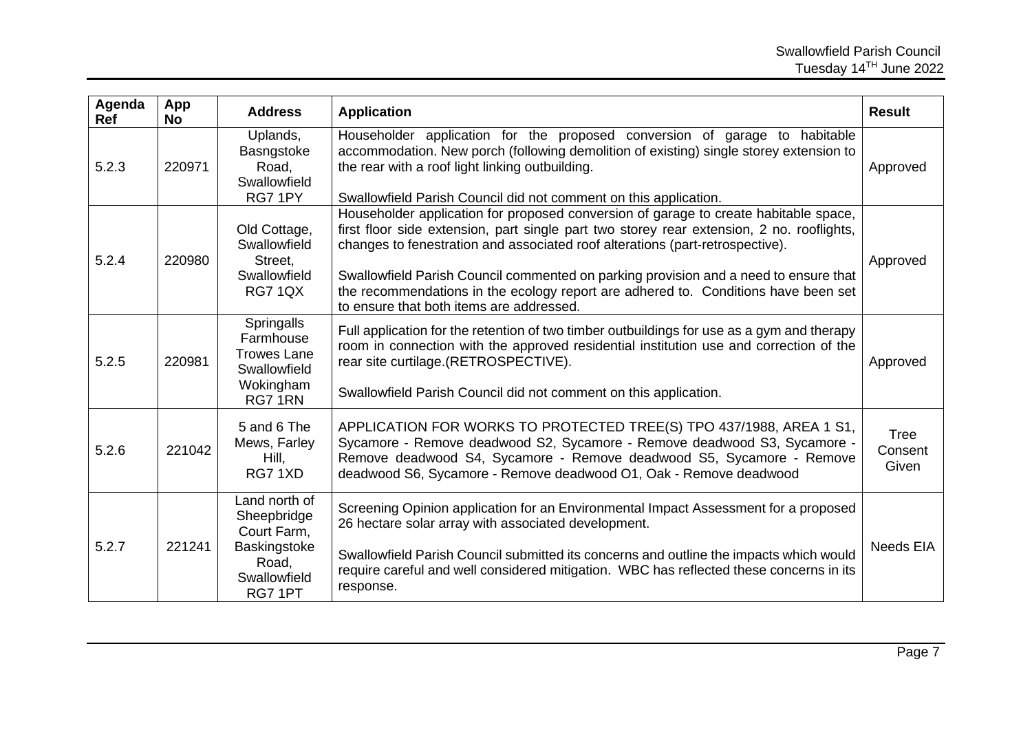| Agenda Ref | App No | Address | Application | Result |
|---|---|---|---|---|
| 5.2.3 | 220971 | Uplands, Basngstoke Road, Swallowfield RG7 1PY | Householder application for the proposed conversion of garage to habitable accommodation. New porch (following demolition of existing) single storey extension to the rear with a roof light linking outbuilding.<br><br>Swallowfield Parish Council did not comment on this application. | Approved |
| 5.2.4 | 220980 | Old Cottage, Swallowfield Street, Swallowfield RG7 1QX | Householder application for proposed conversion of garage to create habitable space, first floor side extension, part single part two storey rear extension, 2 no. rooflights, changes to fenestration and associated roof alterations (part-retrospective).<br><br>Swallowfield Parish Council commented on parking provision and a need to ensure that the recommendations in the ecology report are adhered to. Conditions have been set to ensure that both items are addressed. | Approved |
| 5.2.5 | 220981 | Springalls Farmhouse Trowes Lane Swallowfield Wokingham RG7 1RN | Full application for the retention of two timber outbuildings for use as a gym and therapy room in connection with the approved residential institution use and correction of the rear site curtilage.(RETROSPECTIVE).<br><br>Swallowfield Parish Council did not comment on this application. | Approved |
| 5.2.6 | 221042 | 5 and 6 The Mews, Farley Hill, RG7 1XD | APPLICATION FOR WORKS TO PROTECTED TREE(S) TPO 437/1988, AREA 1 S1, Sycamore - Remove deadwood S2, Sycamore - Remove deadwood S3, Sycamore - Remove deadwood S4, Sycamore - Remove deadwood S5, Sycamore - Remove deadwood S6, Sycamore - Remove deadwood O1, Oak - Remove deadwood | Tree Consent Given |
| 5.2.7 | 221241 | Land north of Sheepbridge Court Farm, Baskingstoke Road, Swallowfield RG7 1PT | Screening Opinion application for an Environmental Impact Assessment for a proposed 26 hectare solar array with associated development.<br><br>Swallowfield Parish Council submitted its concerns and outline the impacts which would require careful and well considered mitigation. WBC has reflected these concerns in its response. | Needs EIA |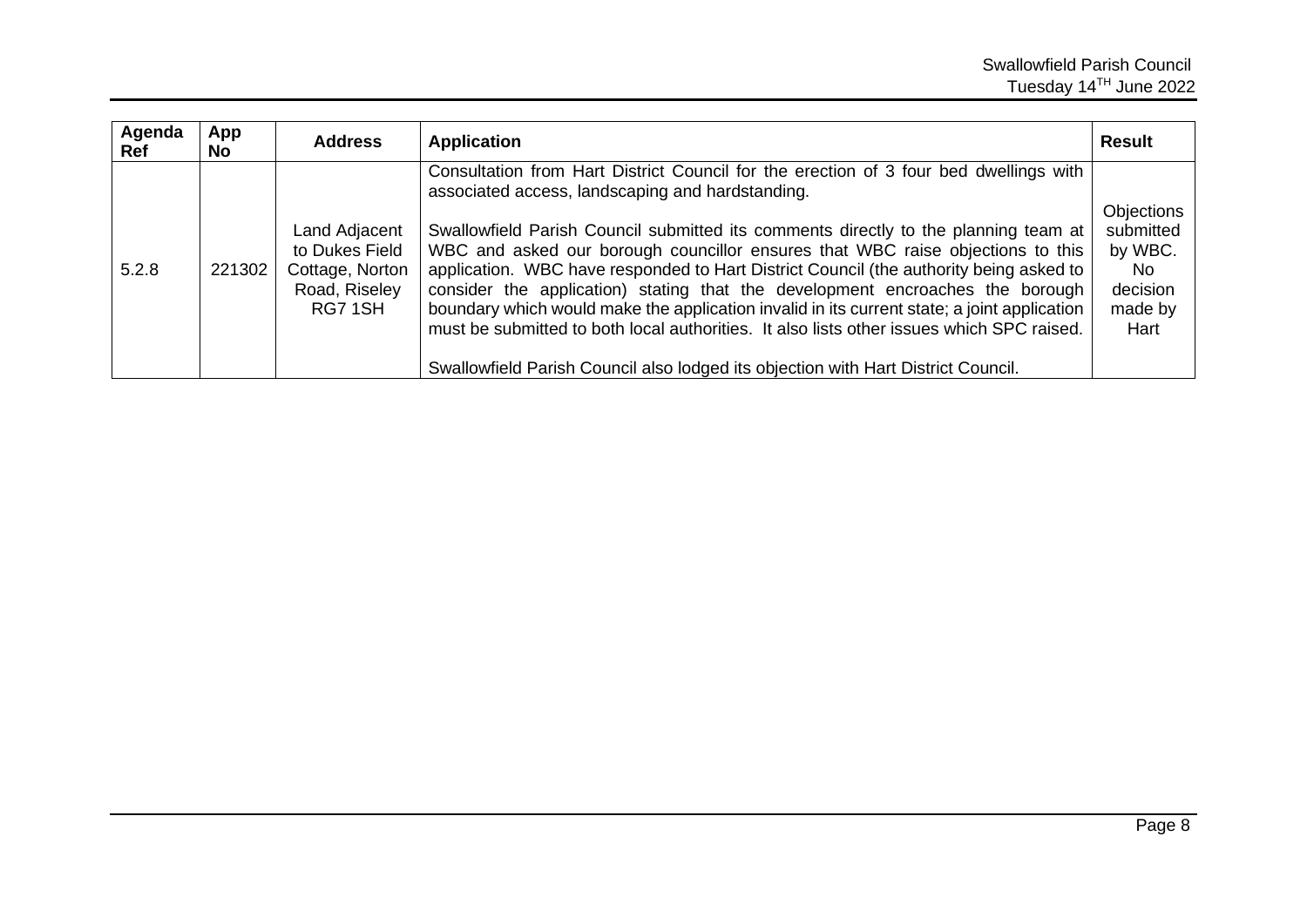| Agenda Ref | App No | Address | Application | Result |
|---|---|---|---|---|
| 5.2.8 | 221302 | Land Adjacent to Dukes Field Cottage, Norton Road, Riseley RG7 1SH | Consultation from Hart District Council for the erection of 3 four bed dwellings with associated access, landscaping and hardstanding.<br><br>Swallowfield Parish Council submitted its comments directly to the planning team at WBC and asked our borough councillor ensures that WBC raise objections to this application. WBC have responded to Hart District Council (the authority being asked to consider the application) stating that the development encroaches the borough boundary which would make the application invalid in its current state; a joint application must be submitted to both local authorities. It also lists other issues which SPC raised.<br><br>Swallowfield Parish Council also lodged its objection with Hart District Council. | Objections submitted by WBC. No decision made by Hart |